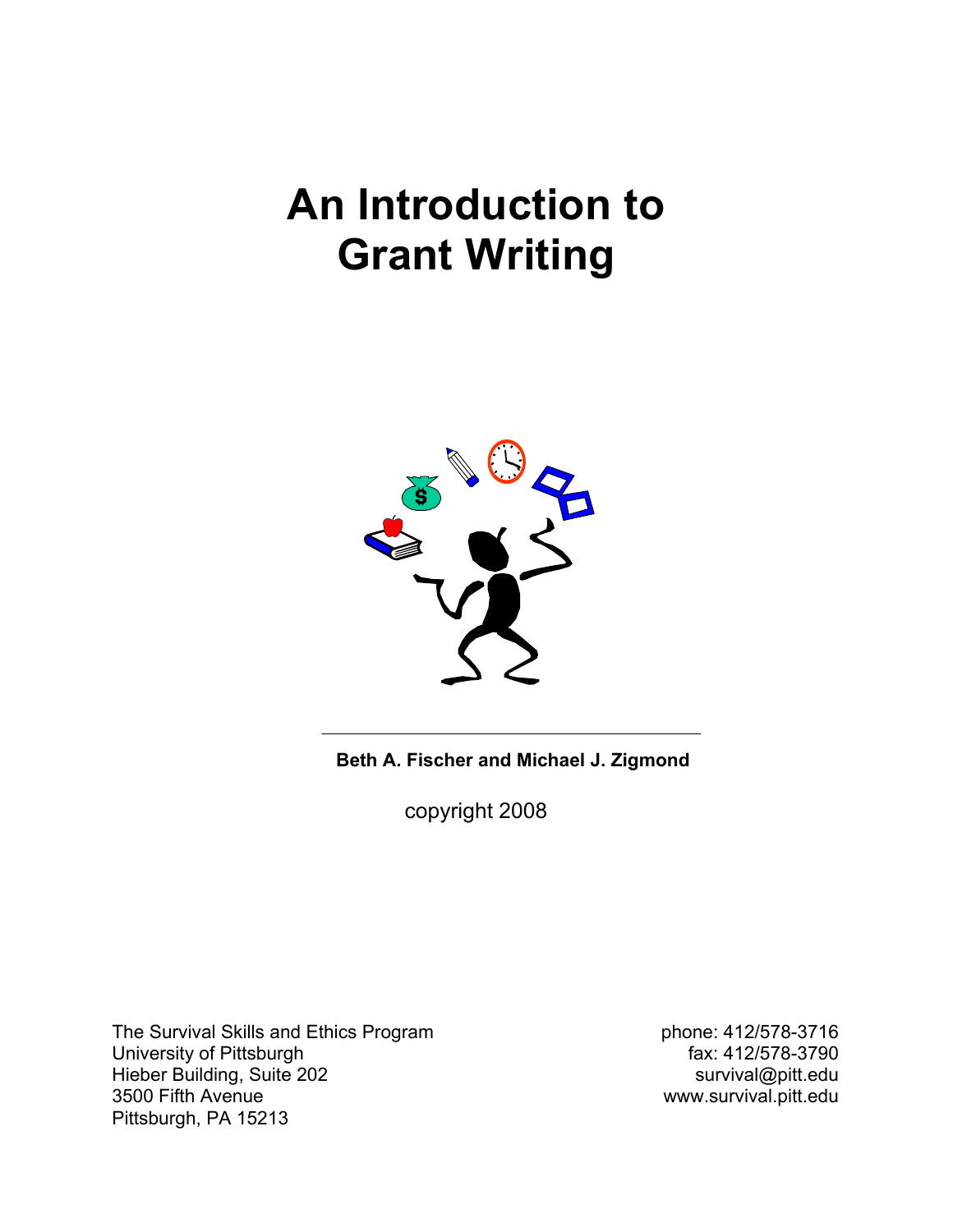# An Introduction to Grant Writing

**Beth A. Fischer and Michael J. Zigmond**

copyright 2008

The Survival Skills and Ethics Program
University of Pittsburgh
Hieber Building, Suite 202
3500 Fifth Avenue
Pittsburgh, PA 15213

phone: 412/578-3716
fax: 412/578-3790
survival@pitt.edu
www.survival.pitt.edu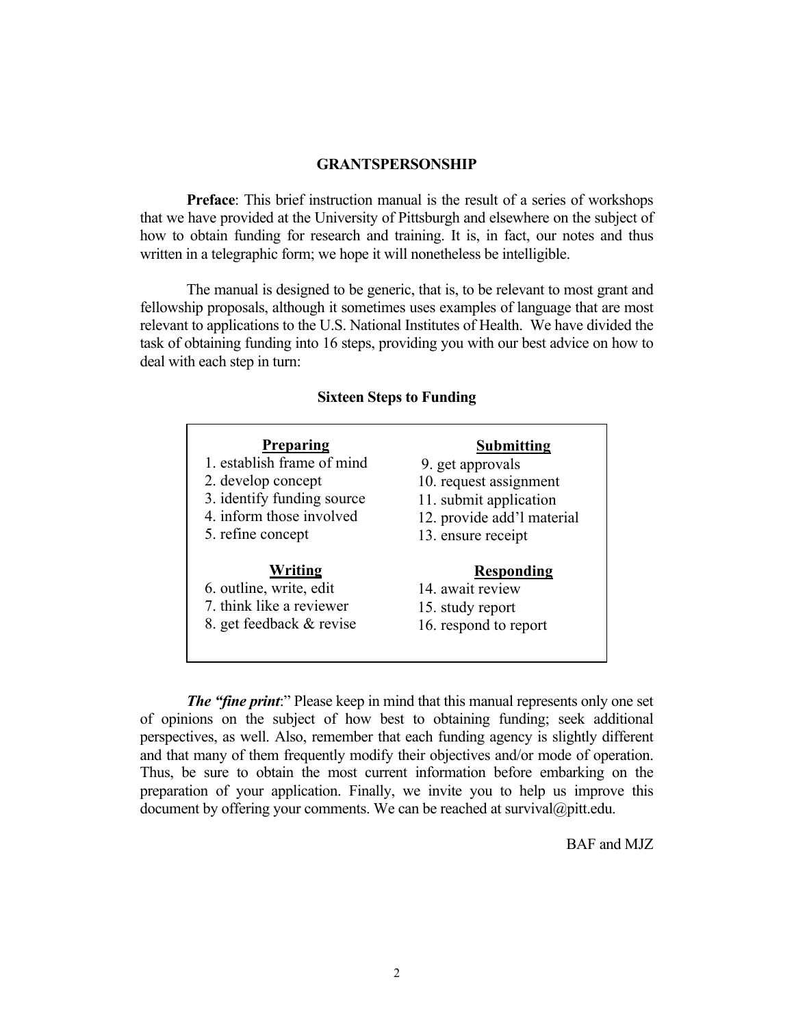# GRANTSPERSONSHIP

**Preface**: This brief instruction manual is the result of a series of workshops that we have provided at the University of Pittsburgh and elsewhere on the subject of how to obtain funding for research and training. It is, in fact, our notes and thus written in a telegraphic form; we hope it will nonetheless be intelligible.

The manual is designed to be generic, that is, to be relevant to most grant and fellowship proposals, although it sometimes uses examples of language that are most relevant to applications to the U.S. National Institutes of Health. We have divided the task of obtaining funding into 16 steps, providing you with our best advice on how to deal with each step in turn:

## Sixteen Steps to Funding

**Preparing**
1. establish frame of mind
2. develop concept
3. identify funding source
4. inform those involved
5. refine concept

**Writing**

6. outline, write, edit
7. think like a reviewer
8. get feedback & revise

**Submitting**

9. get approvals
10. request assignment
11. submit application
12. provide add'l material
13. ensure receipt

**Responding**

14. await review
15. study report
16. respond to report

***The "fine print***:" Please keep in mind that this manual represents only one set of opinions on the subject of how best to obtaining funding; seek additional perspectives, as well. Also, remember that each funding agency is slightly different and that many of them frequently modify their objectives and/or mode of operation. Thus, be sure to obtain the most current information before embarking on the preparation of your application. Finally, we invite you to help us improve this document by offering your comments. We can be reached at survival@pitt.edu.

BAF and MJZ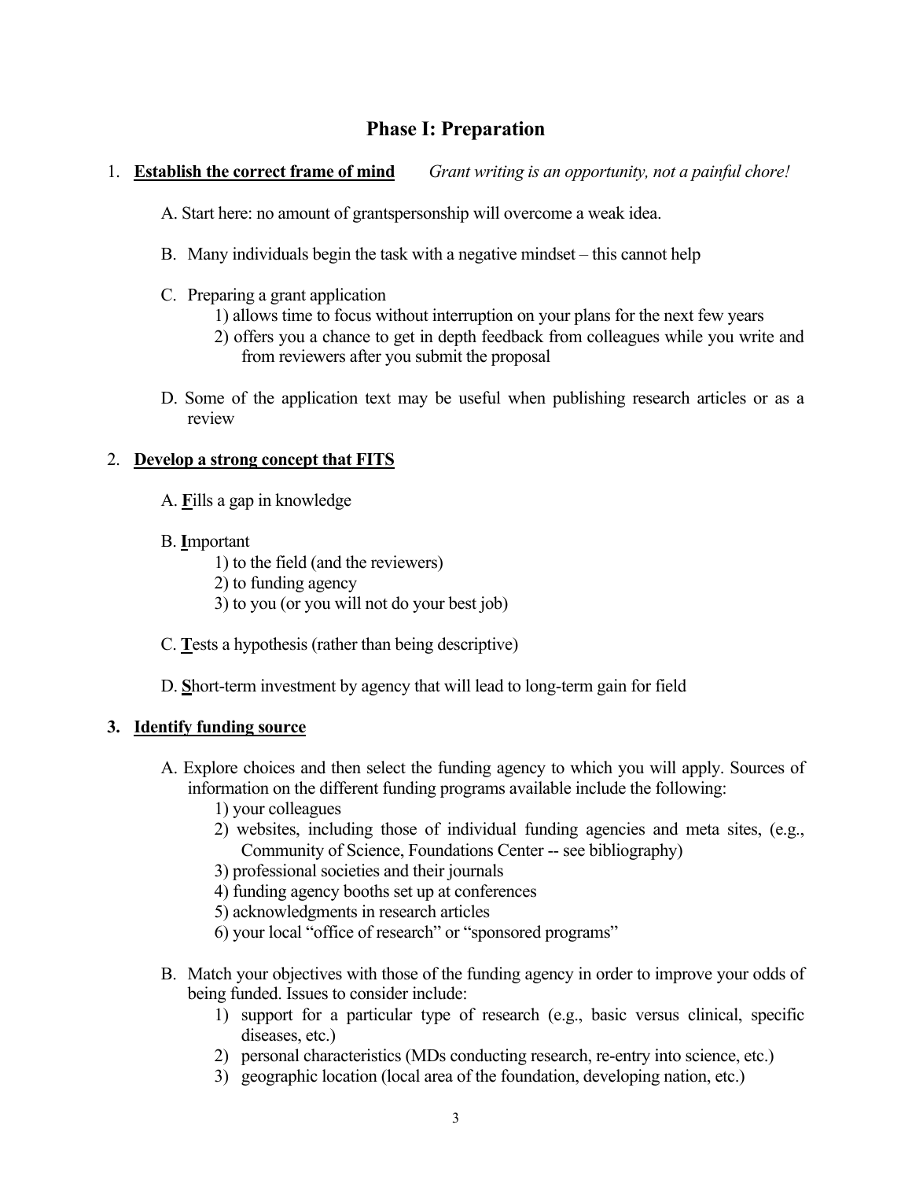## Phase I: Preparation

1. **Establish the correct frame of mind** *Grant writing is an opportunity, not a painful chore!*

   A. Start here: no amount of grantspersonship will overcome a weak idea.

   B. Many individuals begin the task with a negative mindset – this cannot help

   C. Preparing a grant application
      1) allows time to focus without interruption on your plans for the next few years
      2) offers you a chance to get in depth feedback from colleagues while you write and from reviewers after you submit the proposal

   D. Some of the application text may be useful when publishing research articles or as a review

2. **Develop a strong concept that FITS**

   A. **F**ills a gap in knowledge

   B. **I**mportant
      1) to the field (and the reviewers)
      2) to funding agency
      3) to you (or you will not do your best job)

   C. **T**ests a hypothesis (rather than being descriptive)

   D. **S**hort-term investment by agency that will lead to long-term gain for field

3. **Identify funding source**

   A. Explore choices and then select the funding agency to which you will apply. Sources of information on the different funding programs available include the following:
      1) your colleagues
      2) websites, including those of individual funding agencies and meta sites, (e.g., Community of Science, Foundations Center -- see bibliography)
      3) professional societies and their journals
      4) funding agency booths set up at conferences
      5) acknowledgments in research articles
      6) your local "office of research" or "sponsored programs"

   B. Match your objectives with those of the funding agency in order to improve your odds of being funded. Issues to consider include:
      1) support for a particular type of research (e.g., basic versus clinical, specific diseases, etc.)
      2) personal characteristics (MDs conducting research, re-entry into science, etc.)
      3) geographic location (local area of the foundation, developing nation, etc.)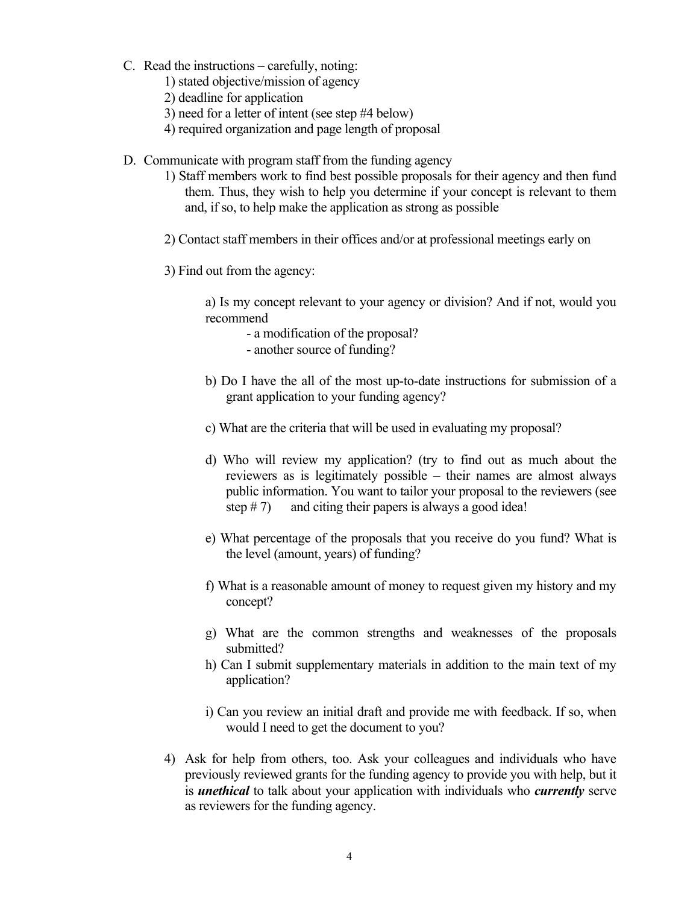C. Read the instructions – carefully, noting:
   1) stated objective/mission of agency
   2) deadline for application
   3) need for a letter of intent (see step #4 below)
   4) required organization and page length of proposal

D. Communicate with program staff from the funding agency
   1) Staff members work to find best possible proposals for their agency and then fund them. Thus, they wish to help you determine if your concept is relevant to them and, if so, to help make the application as strong as possible

   2) Contact staff members in their offices and/or at professional meetings early on

   3) Find out from the agency:

      a) Is my concept relevant to your agency or division? And if not, would you recommend
         - a modification of the proposal?
         - another source of funding?

      b) Do I have the all of the most up-to-date instructions for submission of a grant application to your funding agency?

      c) What are the criteria that will be used in evaluating my proposal?

      d) Who will review my application? (try to find out as much about the reviewers as is legitimately possible – their names are almost always public information. You want to tailor your proposal to the reviewers (see step # 7) and citing their papers is always a good idea!

      e) What percentage of the proposals that you receive do you fund? What is the level (amount, years) of funding?

      f) What is a reasonable amount of money to request given my history and my concept?

      g) What are the common strengths and weaknesses of the proposals submitted?

      h) Can I submit supplementary materials in addition to the main text of my application?

      i) Can you review an initial draft and provide me with feedback. If so, when would I need to get the document to you?

   4) Ask for help from others, too. Ask your colleagues and individuals who have previously reviewed grants for the funding agency to provide you with help, but it is ***unethical*** to talk about your application with individuals who ***currently*** serve as reviewers for the funding agency.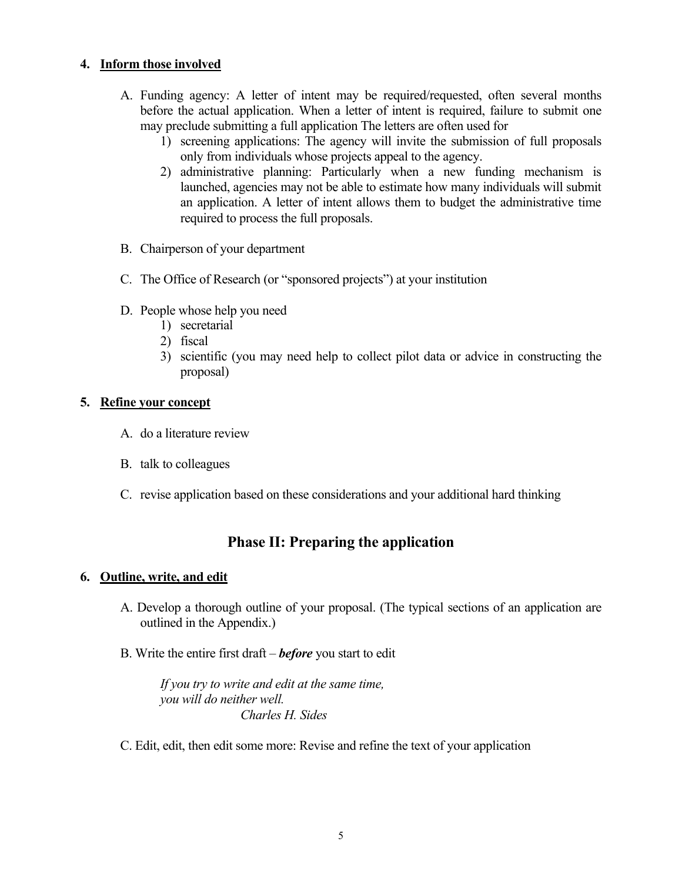**4. <u>Inform those involved</u>**

A. Funding agency: A letter of intent may be required/requested, often several months before the actual application. When a letter of intent is required, failure to submit one may preclude submitting a full application The letters are often used for

1) screening applications: The agency will invite the submission of full proposals only from individuals whose projects appeal to the agency.
2) administrative planning: Particularly when a new funding mechanism is launched, agencies may not be able to estimate how many individuals will submit an application. A letter of intent allows them to budget the administrative time required to process the full proposals.

B. Chairperson of your department

C. The Office of Research (or "sponsored projects") at your institution

D. People whose help you need

1) secretarial
2) fiscal
3) scientific (you may need help to collect pilot data or advice in constructing the proposal)

**5. <u>Refine your concept</u>**

A. do a literature review

B. talk to colleagues

C. revise application based on these considerations and your additional hard thinking

## Phase II: Preparing the application

**6. <u>Outline, write, and edit</u>**

A. Develop a thorough outline of your proposal. (The typical sections of an application are outlined in the Appendix.)

B. Write the entire first draft – ***before*** you start to edit

> *If you try to write and edit at the same time,*
> *you will do neither well.*
> *Charles H. Sides*

C. Edit, edit, then edit some more: Revise and refine the text of your application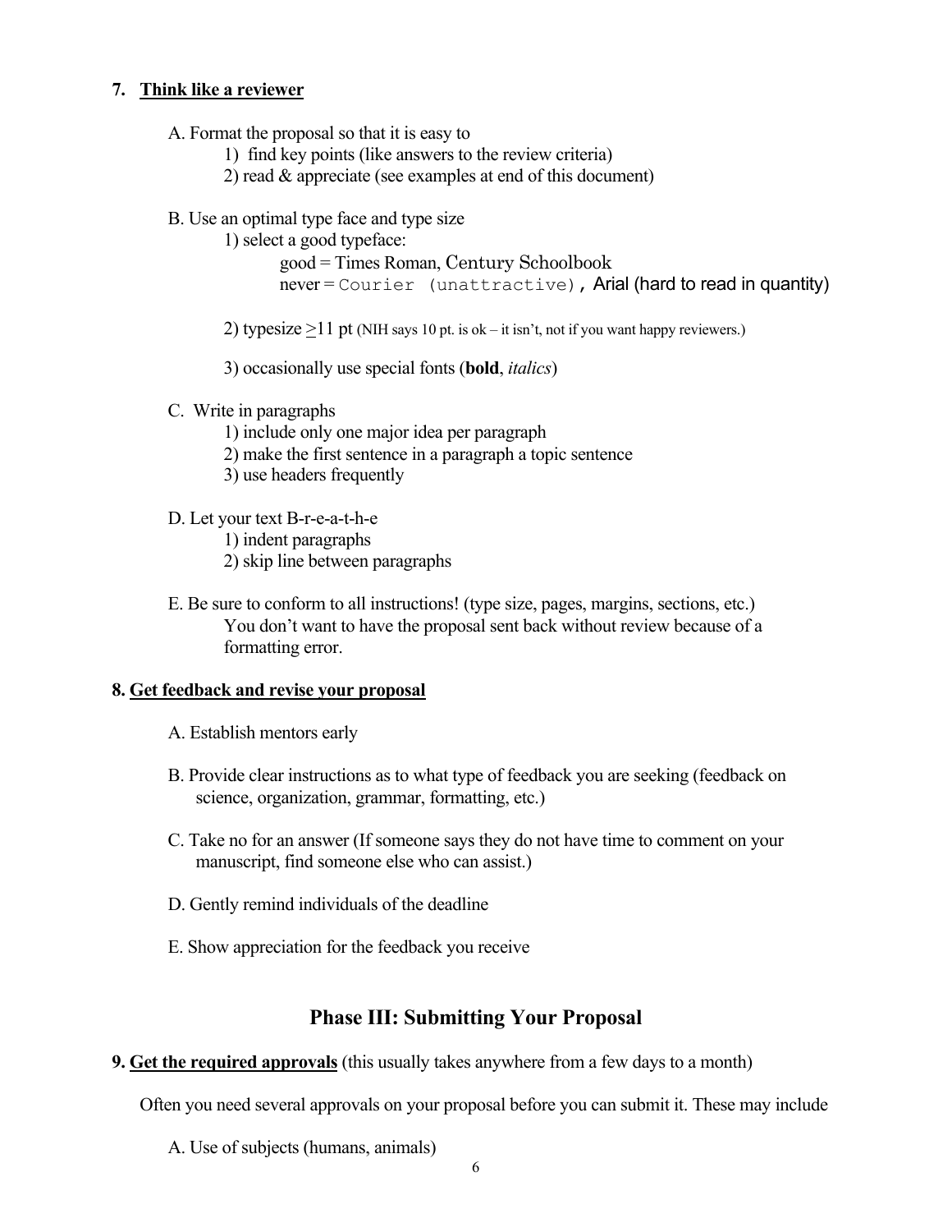**7. <u>Think like a reviewer</u>**

A. Format the proposal so that it is easy to

1) find key points (like answers to the review criteria)
2) read & appreciate (see examples at end of this document)

B. Use an optimal type face and type size

1) select a good typeface:

good = Times Roman, Century Schoolbook

never = `Courier (unattractive)`, Arial (hard to read in quantity)

2) typesize ≥11 pt (NIH says 10 pt. is ok – it isn't, not if you want happy reviewers.)

3) occasionally use special fonts (**bold**, *italics*)

C. Write in paragraphs

1) include only one major idea per paragraph
2) make the first sentence in a paragraph a topic sentence
3) use headers frequently

D. Let your text B-r-e-a-t-h-e

1) indent paragraphs
2) skip line between paragraphs

E. Be sure to conform to all instructions! (type size, pages, margins, sections, etc.) You don't want to have the proposal sent back without review because of a formatting error.

**8. <u>Get feedback and revise your proposal</u>**

A. Establish mentors early

B. Provide clear instructions as to what type of feedback you are seeking (feedback on science, organization, grammar, formatting, etc.)

C. Take no for an answer (If someone says they do not have time to comment on your manuscript, find someone else who can assist.)

D. Gently remind individuals of the deadline

E. Show appreciation for the feedback you receive

## Phase III: Submitting Your Proposal

**9. <u>Get the required approvals</u>** (this usually takes anywhere from a few days to a month)

Often you need several approvals on your proposal before you can submit it. These may include

A. Use of subjects (humans, animals)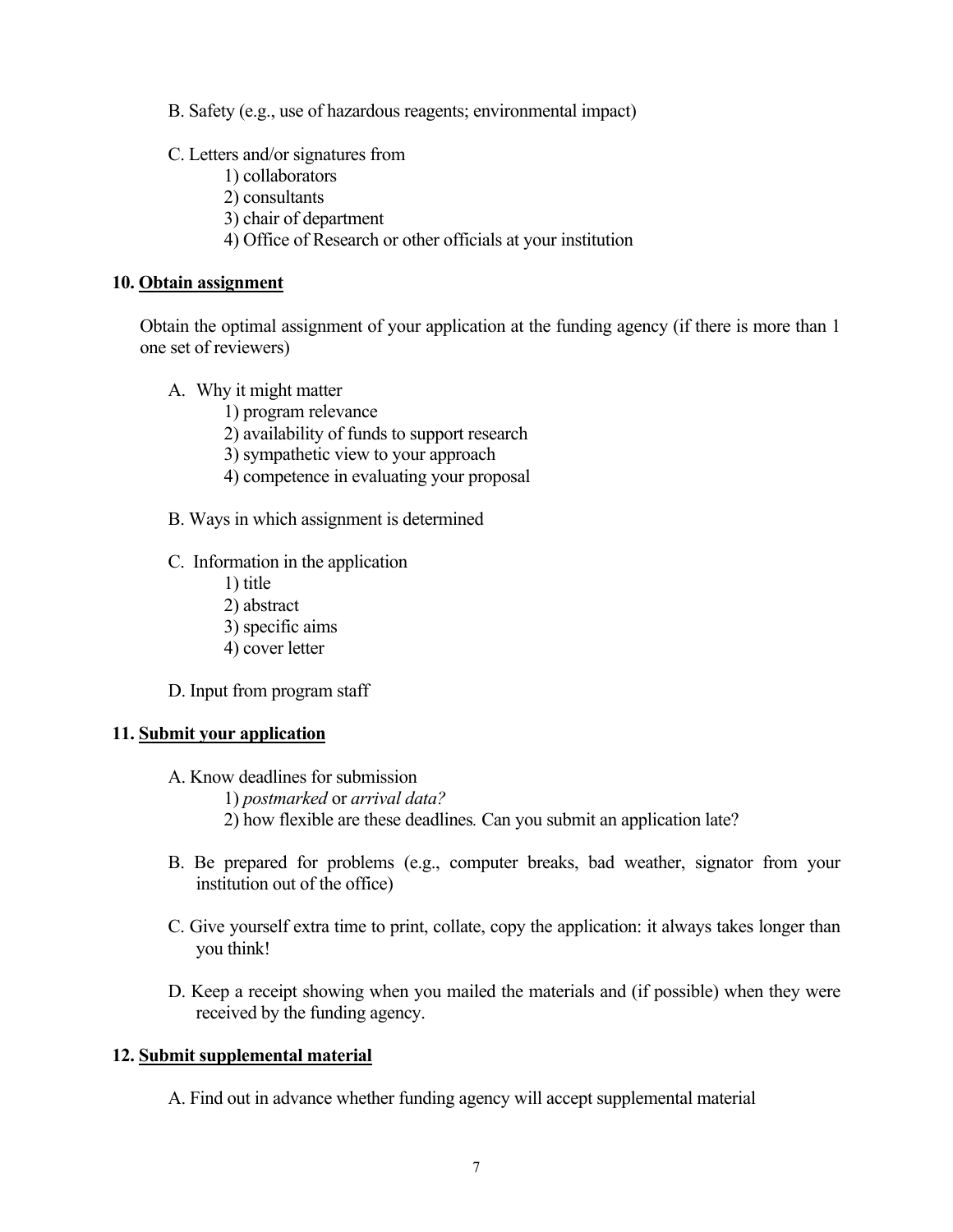B. Safety (e.g., use of hazardous reagents; environmental impact)

C. Letters and/or signatures from

1) collaborators
2) consultants
3) chair of department
4) Office of Research or other officials at your institution

**10. <u>Obtain assignment</u>**

Obtain the optimal assignment of your application at the funding agency (if there is more than 1 one set of reviewers)

A. Why it might matter

1) program relevance
2) availability of funds to support research
3) sympathetic view to your approach
4) competence in evaluating your proposal

B. Ways in which assignment is determined

C. Information in the application

1) title
2) abstract
3) specific aims
4) cover letter

D. Input from program staff

**11. <u>Submit your application</u>**

A. Know deadlines for submission

1) *postmarked* or *arrival data?*
2) how flexible are these deadlines*.* Can you submit an application late?

B. Be prepared for problems (e.g., computer breaks, bad weather, signator from your institution out of the office)

C. Give yourself extra time to print, collate, copy the application: it always takes longer than you think!

D. Keep a receipt showing when you mailed the materials and (if possible) when they were received by the funding agency.

**12. <u>Submit supplemental material</u>**

A. Find out in advance whether funding agency will accept supplemental material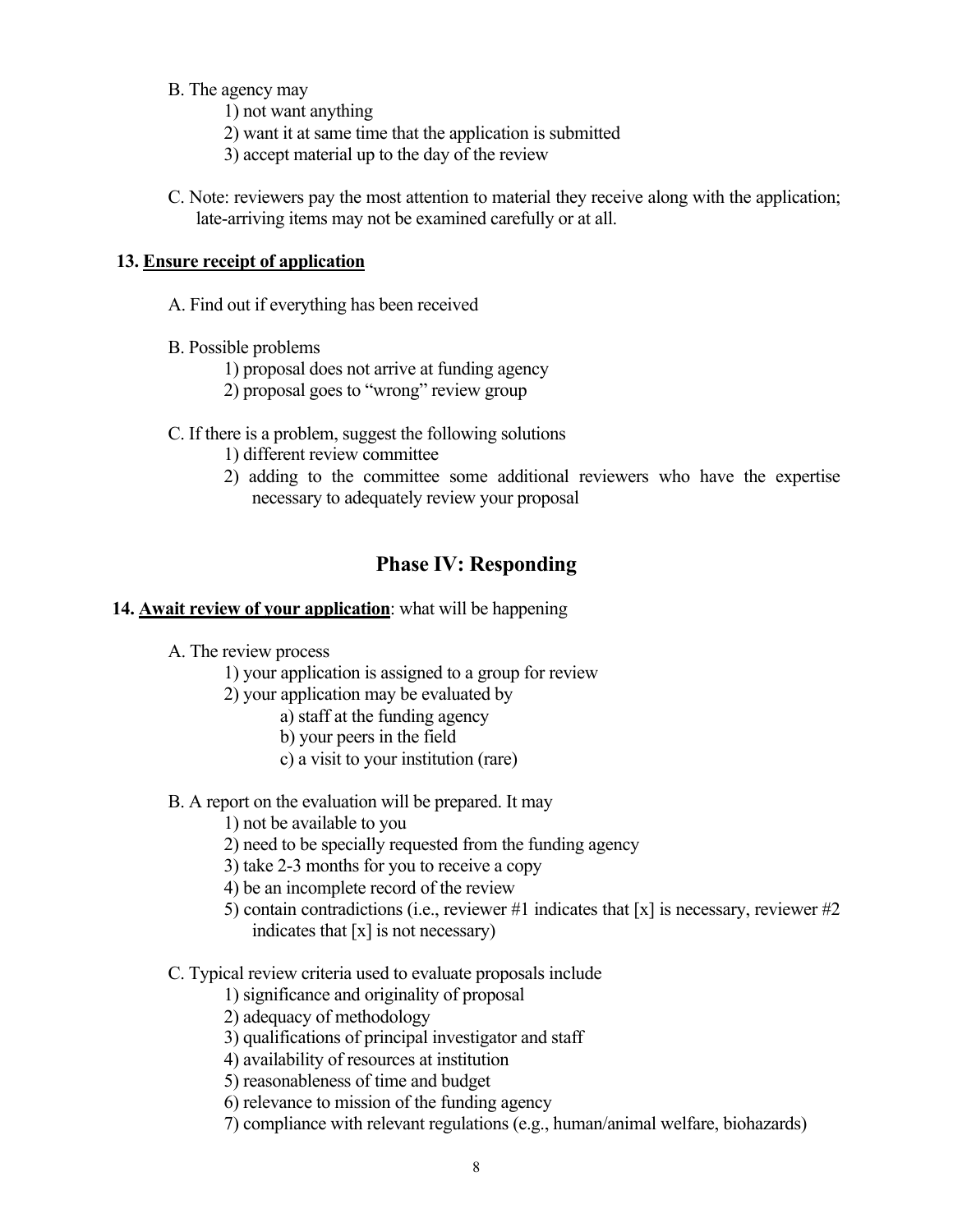B. The agency may

1) not want anything
2) want it at same time that the application is submitted
3) accept material up to the day of the review

C. Note: reviewers pay the most attention to material they receive along with the application; late-arriving items may not be examined carefully or at all.

**13. <u>Ensure receipt of application</u>**

A. Find out if everything has been received

B. Possible problems

1) proposal does not arrive at funding agency
2) proposal goes to "wrong" review group

C. If there is a problem, suggest the following solutions

1) different review committee
2) adding to the committee some additional reviewers who have the expertise necessary to adequately review your proposal

## Phase IV: Responding

**14. <u>Await review of your application</u>**: what will be happening

A. The review process

1) your application is assigned to a group for review
2) your application may be evaluated by
   a) staff at the funding agency
   b) your peers in the field
   c) a visit to your institution (rare)

B. A report on the evaluation will be prepared. It may

1) not be available to you
2) need to be specially requested from the funding agency
3) take 2-3 months for you to receive a copy
4) be an incomplete record of the review
5) contain contradictions (i.e., reviewer #1 indicates that [x] is necessary, reviewer #2 indicates that [x] is not necessary)

C. Typical review criteria used to evaluate proposals include

1) significance and originality of proposal
2) adequacy of methodology
3) qualifications of principal investigator and staff
4) availability of resources at institution
5) reasonableness of time and budget
6) relevance to mission of the funding agency
7) compliance with relevant regulations (e.g., human/animal welfare, biohazards)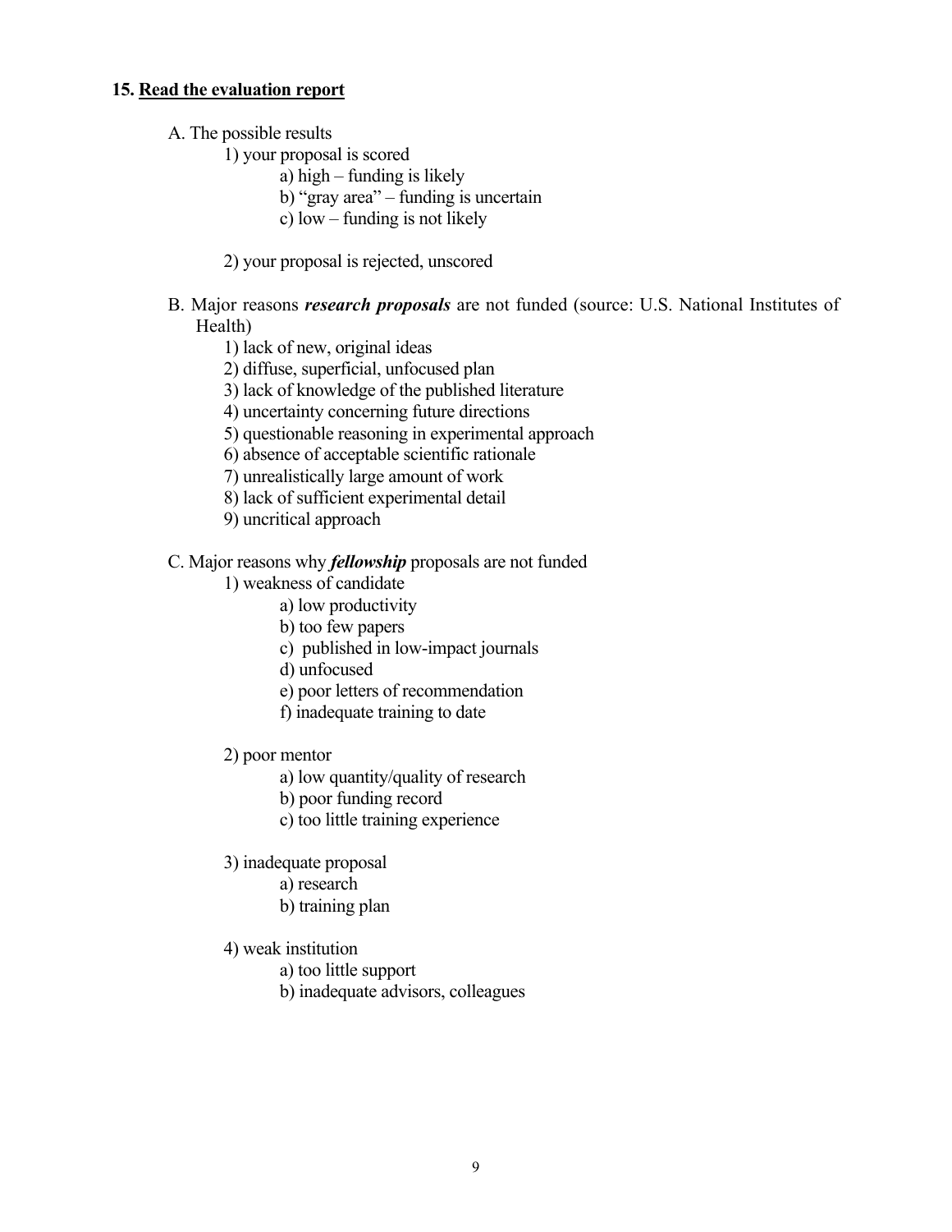## 15. <u>Read the evaluation report</u>

A. The possible results

1) your proposal is scored
    - a) high – funding is likely
    - b) "gray area" – funding is uncertain
    - c) low – funding is not likely

2) your proposal is rejected, unscored

B. Major reasons ***research proposals*** are not funded (source: U.S. National Institutes of Health)

1) lack of new, original ideas
2) diffuse, superficial, unfocused plan
3) lack of knowledge of the published literature
4) uncertainty concerning future directions
5) questionable reasoning in experimental approach
6) absence of acceptable scientific rationale
7) unrealistically large amount of work
8) lack of sufficient experimental detail
9) uncritical approach

C. Major reasons why ***fellowship*** proposals are not funded

1) weakness of candidate
    - a) low productivity
    - b) too few papers
    - c) published in low-impact journals
    - d) unfocused
    - e) poor letters of recommendation
    - f) inadequate training to date

2) poor mentor
    - a) low quantity/quality of research
    - b) poor funding record
    - c) too little training experience

3) inadequate proposal
    - a) research
    - b) training plan

4) weak institution
    - a) too little support
    - b) inadequate advisors, colleagues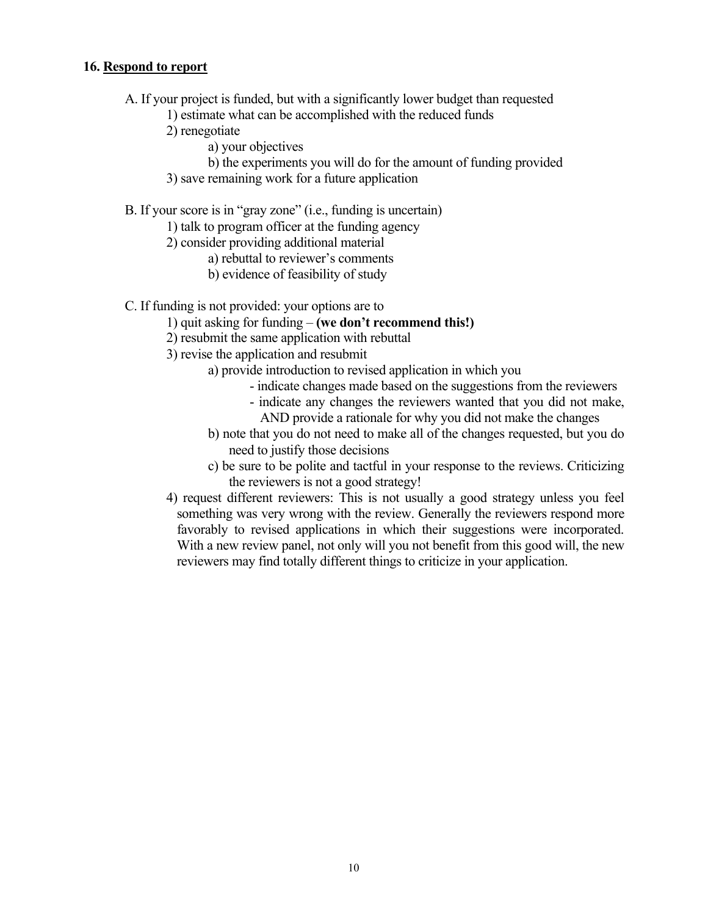**16. Respond to report**

A. If your project is funded, but with a significantly lower budget than requested

1) estimate what can be accomplished with the reduced funds
2) renegotiate
    a) your objectives
    b) the experiments you will do for the amount of funding provided
3) save remaining work for a future application

B. If your score is in "gray zone" (i.e., funding is uncertain)

1) talk to program officer at the funding agency
2) consider providing additional material
    a) rebuttal to reviewer's comments
    b) evidence of feasibility of study

C. If funding is not provided: your options are to

1) quit asking for funding – **(we don't recommend this!)**
2) resubmit the same application with rebuttal
3) revise the application and resubmit
    a) provide introduction to revised application in which you
        - indicate changes made based on the suggestions from the reviewers
        - indicate any changes the reviewers wanted that you did not make, AND provide a rationale for why you did not make the changes
    b) note that you do not need to make all of the changes requested, but you do need to justify those decisions
    c) be sure to be polite and tactful in your response to the reviews. Criticizing the reviewers is not a good strategy!
4) request different reviewers: This is not usually a good strategy unless you feel something was very wrong with the review. Generally the reviewers respond more favorably to revised applications in which their suggestions were incorporated. With a new review panel, not only will you not benefit from this good will, the new reviewers may find totally different things to criticize in your application.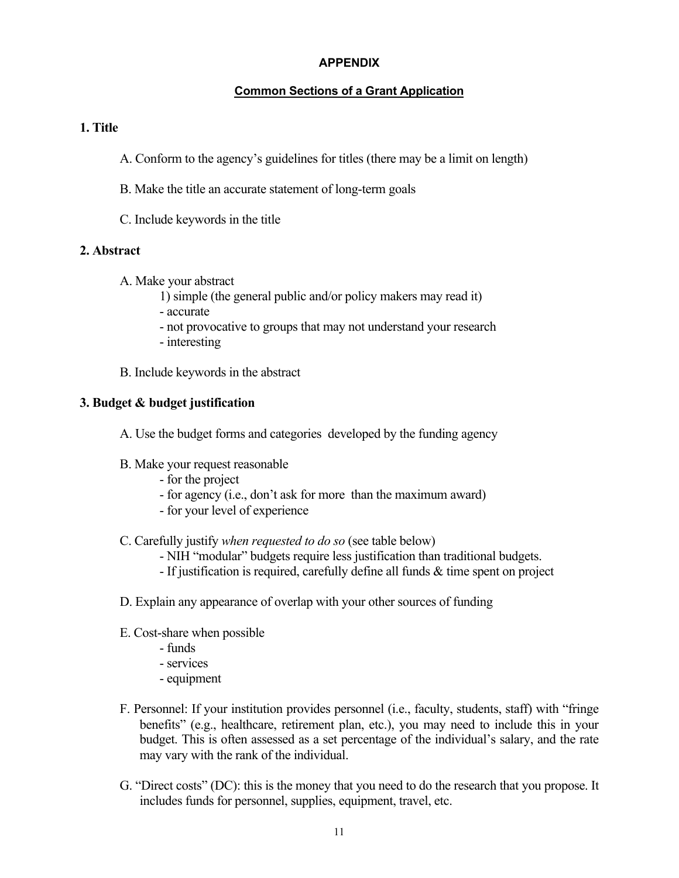## APPENDIX

### Common Sections of a Grant Application

### 1. Title

A. Conform to the agency's guidelines for titles (there may be a limit on length)

B. Make the title an accurate statement of long-term goals

C. Include keywords in the title

### 2. Abstract

A. Make your abstract
   1) simple (the general public and/or policy makers may read it)
   - accurate
   - not provocative to groups that may not understand your research
   - interesting

B. Include keywords in the abstract

### 3. Budget & budget justification

A. Use the budget forms and categories developed by the funding agency

B. Make your request reasonable
   - for the project
   - for agency (i.e., don't ask for more than the maximum award)
   - for your level of experience

C. Carefully justify *when requested to do so* (see table below)
   - NIH "modular" budgets require less justification than traditional budgets.
   - If justification is required, carefully define all funds & time spent on project

D. Explain any appearance of overlap with your other sources of funding

E. Cost-share when possible
   - funds
   - services
   - equipment

F. Personnel: If your institution provides personnel (i.e., faculty, students, staff) with "fringe benefits" (e.g., healthcare, retirement plan, etc.), you may need to include this in your budget. This is often assessed as a set percentage of the individual's salary, and the rate may vary with the rank of the individual.

G. "Direct costs" (DC): this is the money that you need to do the research that you propose. It includes funds for personnel, supplies, equipment, travel, etc.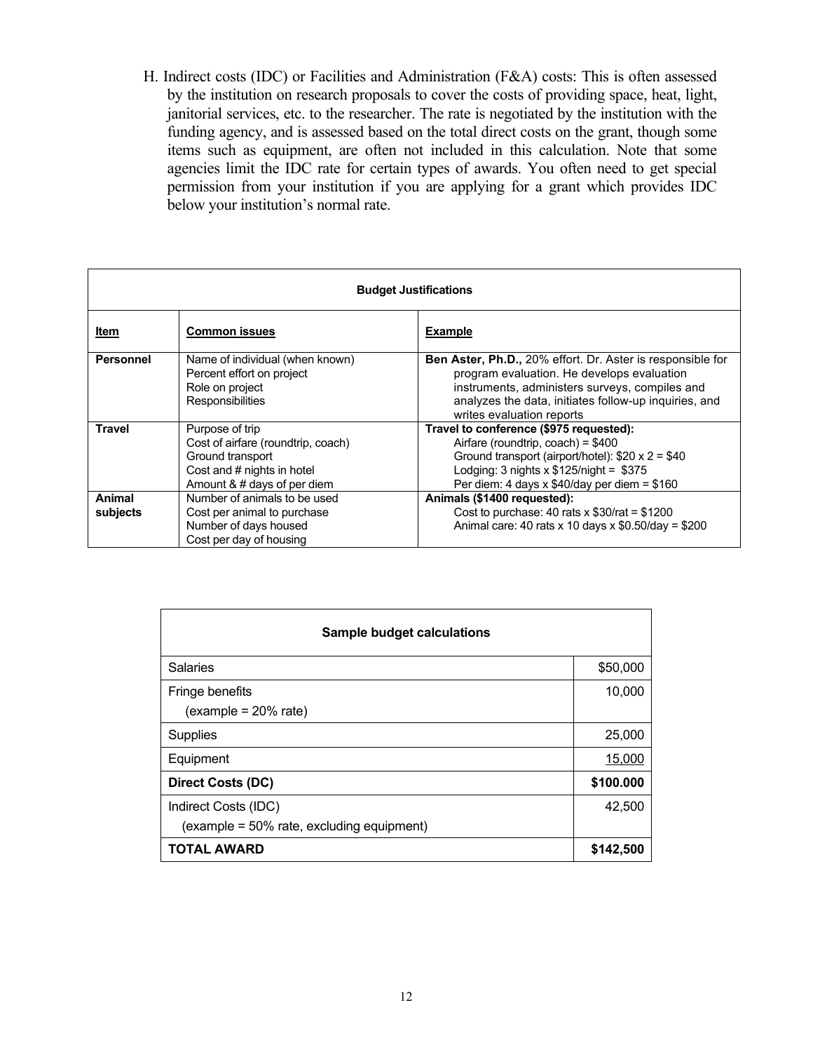H. Indirect costs (IDC) or Facilities and Administration (F&A) costs: This is often assessed by the institution on research proposals to cover the costs of providing space, heat, light, janitorial services, etc. to the researcher. The rate is negotiated by the institution with the funding agency, and is assessed based on the total direct costs on the grant, though some items such as equipment, are often not included in this calculation. Note that some agencies limit the IDC rate for certain types of awards. You often need to get special permission from your institution if you are applying for a grant which provides IDC below your institution's normal rate.

| **Budget Justifications** | | |
|---|---|---|
| **Item** | **Common issues** | **Example** |
| **Personnel** | Name of individual (when known)<br>Percent effort on project<br>Role on project<br>Responsibilities | **Ben Aster, Ph.D.,** 20% effort. Dr. Aster is responsible for program evaluation. He develops evaluation instruments, administers surveys, compiles and analyzes the data, initiates follow-up inquiries, and writes evaluation reports |
| **Travel** | Purpose of trip<br>Cost of airfare (roundtrip, coach)<br>Ground transport<br>Cost and # nights in hotel<br>Amount & # days of per diem | **Travel to conference ($975 requested):**<br>Airfare (roundtrip, coach) = $400<br>Ground transport (airport/hotel): $20 x 2 = $40<br>Lodging: 3 nights x $125/night = $375<br>Per diem: 4 days x $40/day per diem = $160 |
| **Animal subjects** | Number of animals to be used<br>Cost per animal to purchase<br>Number of days housed<br>Cost per day of housing | **Animals ($1400 requested):**<br>Cost to purchase: 40 rats x $30/rat = $1200<br>Animal care: 40 rats x 10 days x $0.50/day = $200 |

| **Sample budget calculations** | |
|---|---|
| Salaries | $50,000 |
| Fringe benefits<br>(example = 20% rate) | 10,000 |
| Supplies | 25,000 |
| Equipment | 15,000 |
| **Direct Costs (DC)** | **$100.000** |
| Indirect Costs (IDC)<br>(example = 50% rate, excluding equipment) | 42,500 |
| **TOTAL AWARD** | **$142,500** |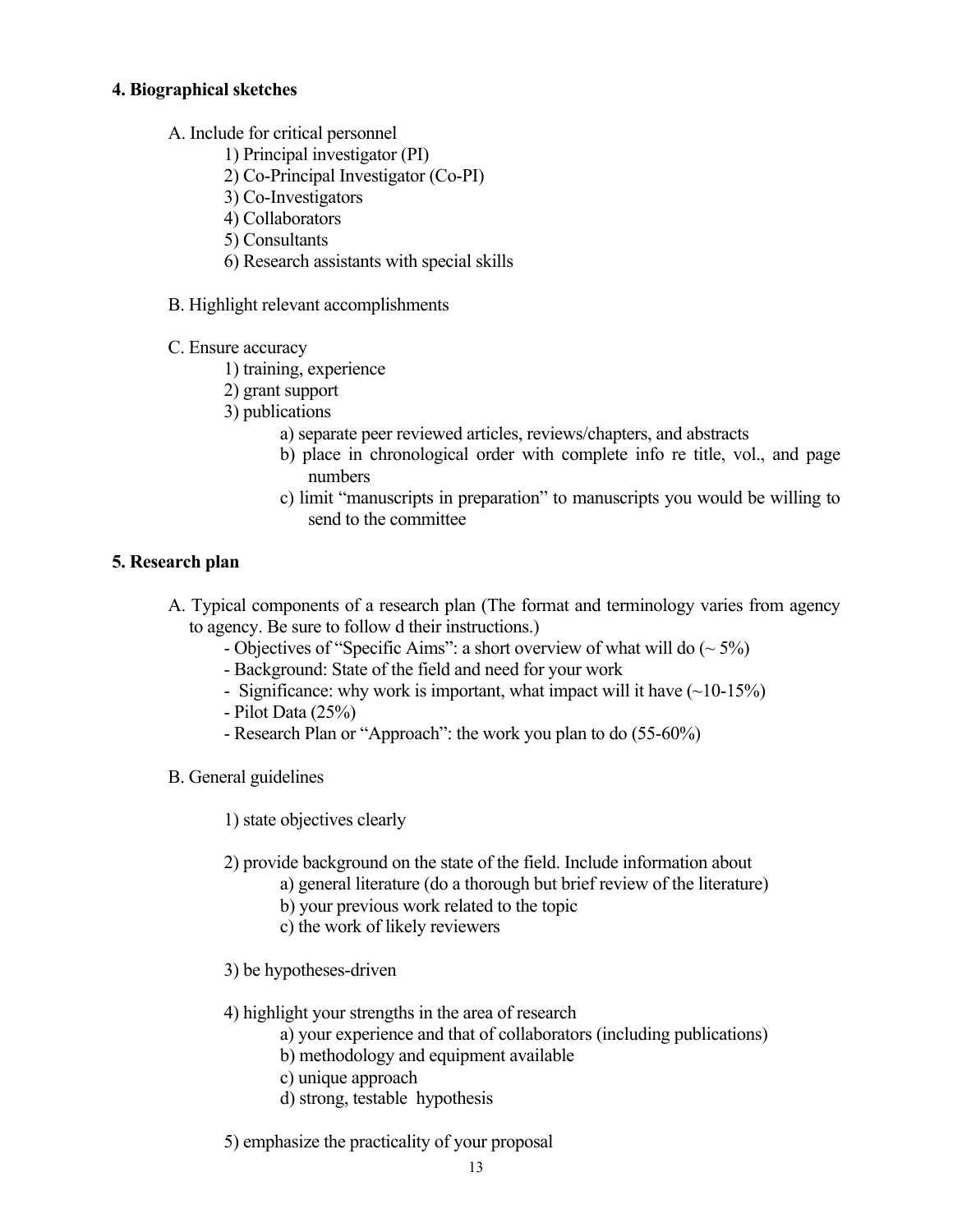**4. Biographical sketches**

A. Include for critical personnel
  1) Principal investigator (PI)
  2) Co-Principal Investigator (Co-PI)
  3) Co-Investigators
  4) Collaborators
  5) Consultants
  6) Research assistants with special skills

B. Highlight relevant accomplishments

C. Ensure accuracy
  1) training, experience
  2) grant support
  3) publications
    a) separate peer reviewed articles, reviews/chapters, and abstracts
    b) place in chronological order with complete info re title, vol., and page numbers
    c) limit "manuscripts in preparation" to manuscripts you would be willing to send to the committee

**5. Research plan**

A. Typical components of a research plan (The format and terminology varies from agency to agency. Be sure to follow d their instructions.)
  - Objectives of "Specific Aims": a short overview of what will do (~ 5%)
  - Background: State of the field and need for your work
  - Significance: why work is important, what impact will it have (~10-15%)
  - Pilot Data (25%)
  - Research Plan or "Approach": the work you plan to do (55-60%)

B. General guidelines

  1) state objectives clearly

  2) provide background on the state of the field. Include information about
    a) general literature (do a thorough but brief review of the literature)
    b) your previous work related to the topic
    c) the work of likely reviewers

  3) be hypotheses-driven

  4) highlight your strengths in the area of research
    a) your experience and that of collaborators (including publications)
    b) methodology and equipment available
    c) unique approach
    d) strong, testable hypothesis

  5) emphasize the practicality of your proposal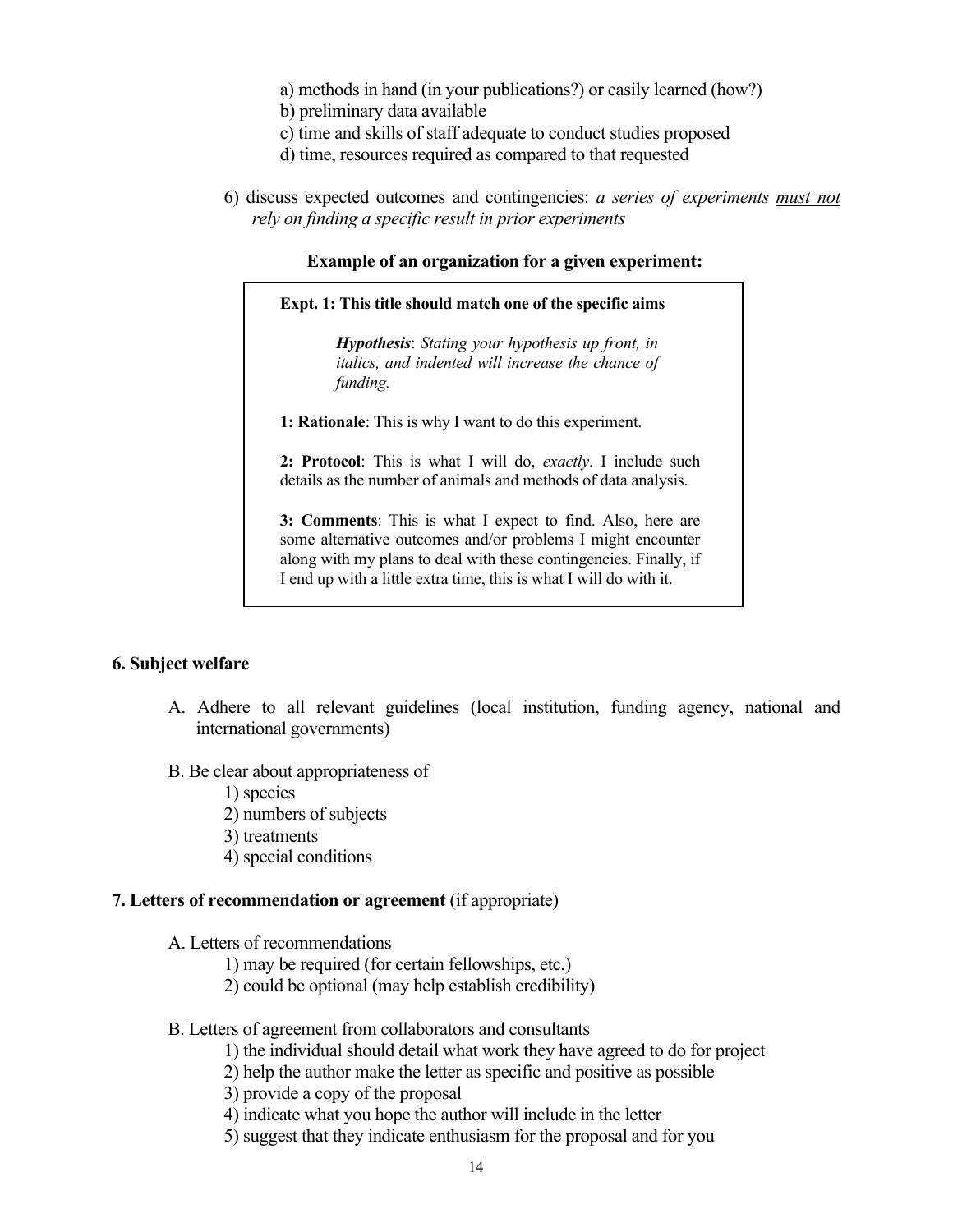a) methods in hand (in your publications?) or easily learned (how?)
b) preliminary data available
c) time and skills of staff adequate to conduct studies proposed
d) time, resources required as compared to that requested

6) discuss expected outcomes and contingencies: *a series of experiments <u>must not</u> rely on finding a specific result in prior experiments*

**Example of an organization for a given experiment:**

> **Expt. 1: This title should match one of the specific aims**
>
> > ***Hypothesis***: *Stating your hypothesis up front, in italics, and indented will increase the chance of funding.*
>
> **1: Rationale**: This is why I want to do this experiment.
>
> **2: Protocol**: This is what I will do, *exactly*. I include such details as the number of animals and methods of data analysis.
>
> **3: Comments**: This is what I expect to find. Also, here are some alternative outcomes and/or problems I might encounter along with my plans to deal with these contingencies. Finally, if I end up with a little extra time, this is what I will do with it.

**6. Subject welfare**

A. Adhere to all relevant guidelines (local institution, funding agency, national and international governments)

B. Be clear about appropriateness of
   1) species
   2) numbers of subjects
   3) treatments
   4) special conditions

**7. Letters of recommendation or agreement** (if appropriate)

A. Letters of recommendations
   1) may be required (for certain fellowships, etc.)
   2) could be optional (may help establish credibility)

B. Letters of agreement from collaborators and consultants
   1) the individual should detail what work they have agreed to do for project
   2) help the author make the letter as specific and positive as possible
   3) provide a copy of the proposal
   4) indicate what you hope the author will include in the letter
   5) suggest that they indicate enthusiasm for the proposal and for you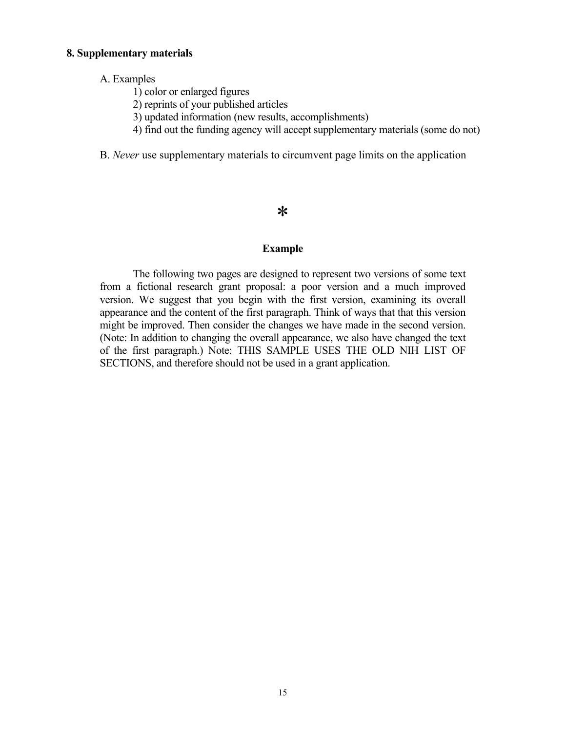**8. Supplementary materials**

A. Examples

1) color or enlarged figures
2) reprints of your published articles
3) updated information (new results, accomplishments)
4) find out the funding agency will accept supplementary materials (some do not)

B. *Never* use supplementary materials to circumvent page limits on the application

*

**Example**

The following two pages are designed to represent two versions of some text from a fictional research grant proposal: a poor version and a much improved version. We suggest that you begin with the first version, examining its overall appearance and the content of the first paragraph. Think of ways that that this version might be improved. Then consider the changes we have made in the second version. (Note: In addition to changing the overall appearance, we also have changed the text of the first paragraph.) Note: THIS SAMPLE USES THE OLD NIH LIST OF SECTIONS, and therefore should not be used in a grant application.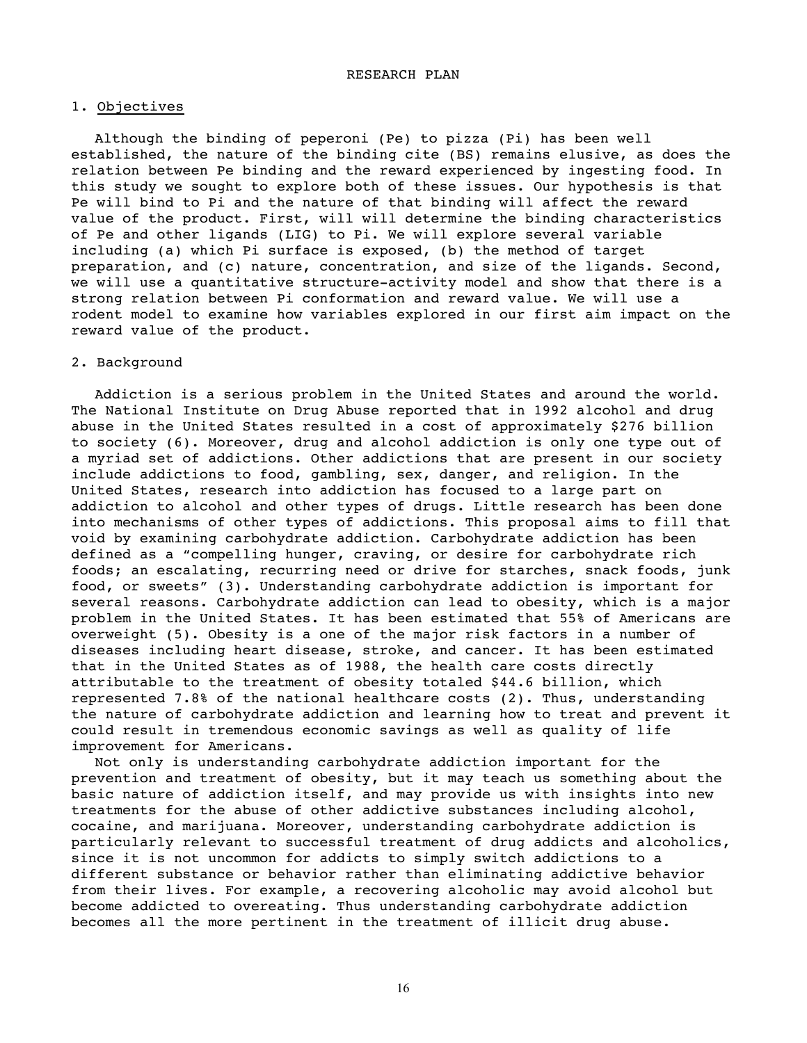# RESEARCH PLAN

## 1. Objectives

Although the binding of peperoni (Pe) to pizza (Pi) has been well established, the nature of the binding cite (BS) remains elusive, as does the relation between Pe binding and the reward experienced by ingesting food. In this study we sought to explore both of these issues. Our hypothesis is that Pe will bind to Pi and the nature of that binding will affect the reward value of the product. First, will will determine the binding characteristics of Pe and other ligands (LIG) to Pi. We will explore several variable including (a) which Pi surface is exposed, (b) the method of target preparation, and (c) nature, concentration, and size of the ligands. Second, we will use a quantitative structure-activity model and show that there is a strong relation between Pi conformation and reward value. We will use a rodent model to examine how variables explored in our first aim impact on the reward value of the product.

## 2. Background

Addiction is a serious problem in the United States and around the world. The National Institute on Drug Abuse reported that in 1992 alcohol and drug abuse in the United States resulted in a cost of approximately $276 billion to society (6). Moreover, drug and alcohol addiction is only one type out of a myriad set of addictions. Other addictions that are present in our society include addictions to food, gambling, sex, danger, and religion. In the United States, research into addiction has focused to a large part on addiction to alcohol and other types of drugs. Little research has been done into mechanisms of other types of addictions. This proposal aims to fill that void by examining carbohydrate addiction. Carbohydrate addiction has been defined as a "compelling hunger, craving, or desire for carbohydrate rich foods; an escalating, recurring need or drive for starches, snack foods, junk food, or sweets" (3). Understanding carbohydrate addiction is important for several reasons. Carbohydrate addiction can lead to obesity, which is a major problem in the United States. It has been estimated that 55% of Americans are overweight (5). Obesity is a one of the major risk factors in a number of diseases including heart disease, stroke, and cancer. It has been estimated that in the United States as of 1988, the health care costs directly attributable to the treatment of obesity totaled $44.6 billion, which represented 7.8% of the national healthcare costs (2). Thus, understanding the nature of carbohydrate addiction and learning how to treat and prevent it could result in tremendous economic savings as well as quality of life improvement for Americans.

Not only is understanding carbohydrate addiction important for the prevention and treatment of obesity, but it may teach us something about the basic nature of addiction itself, and may provide us with insights into new treatments for the abuse of other addictive substances including alcohol, cocaine, and marijuana. Moreover, understanding carbohydrate addiction is particularly relevant to successful treatment of drug addicts and alcoholics, since it is not uncommon for addicts to simply switch addictions to a different substance or behavior rather than eliminating addictive behavior from their lives. For example, a recovering alcoholic may avoid alcohol but become addicted to overeating. Thus understanding carbohydrate addiction becomes all the more pertinent in the treatment of illicit drug abuse.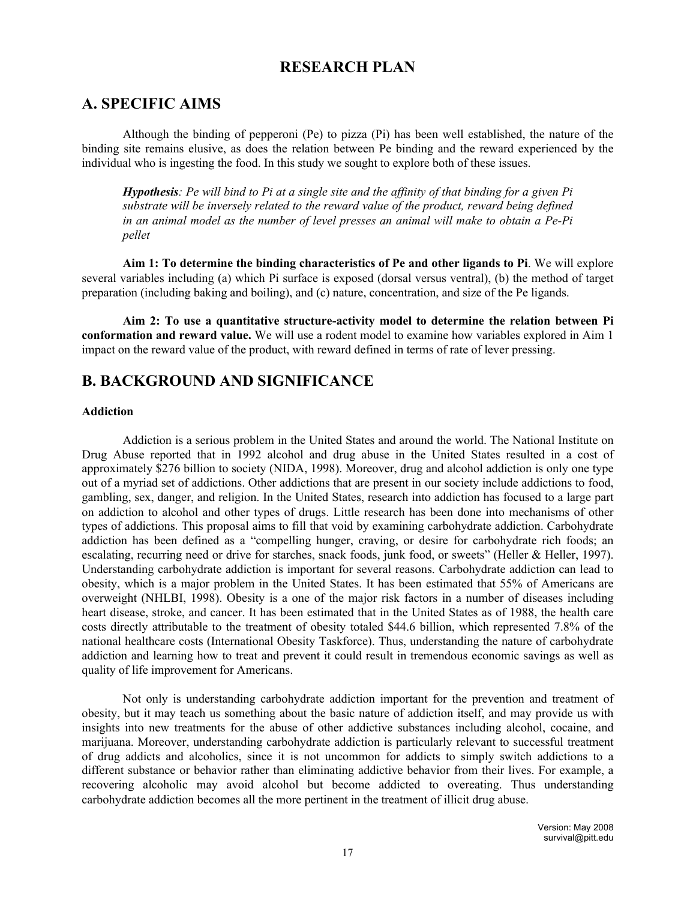# RESEARCH PLAN

## A. SPECIFIC AIMS

Although the binding of pepperoni (Pe) to pizza (Pi) has been well established, the nature of the binding site remains elusive, as does the relation between Pe binding and the reward experienced by the individual who is ingesting the food. In this study we sought to explore both of these issues.

> ***Hypothesis****: Pe will bind to Pi at a single site and the affinity of that binding for a given Pi substrate will be inversely related to the reward value of the product, reward being defined in an animal model as the number of level presses an animal will make to obtain a Pe-Pi pellet*

**Aim 1: To determine the binding characteristics of Pe and other ligands to Pi**. We will explore several variables including (a) which Pi surface is exposed (dorsal versus ventral), (b) the method of target preparation (including baking and boiling), and (c) nature, concentration, and size of the Pe ligands.

**Aim 2: To use a quantitative structure-activity model to determine the relation between Pi conformation and reward value.** We will use a rodent model to examine how variables explored in Aim 1 impact on the reward value of the product, with reward defined in terms of rate of lever pressing.

## B. BACKGROUND AND SIGNIFICANCE

### Addiction

Addiction is a serious problem in the United States and around the world. The National Institute on Drug Abuse reported that in 1992 alcohol and drug abuse in the United States resulted in a cost of approximately $276 billion to society (NIDA, 1998). Moreover, drug and alcohol addiction is only one type out of a myriad set of addictions. Other addictions that are present in our society include addictions to food, gambling, sex, danger, and religion. In the United States, research into addiction has focused to a large part on addiction to alcohol and other types of drugs. Little research has been done into mechanisms of other types of addictions. This proposal aims to fill that void by examining carbohydrate addiction. Carbohydrate addiction has been defined as a "compelling hunger, craving, or desire for carbohydrate rich foods; an escalating, recurring need or drive for starches, snack foods, junk food, or sweets" (Heller & Heller, 1997). Understanding carbohydrate addiction is important for several reasons. Carbohydrate addiction can lead to obesity, which is a major problem in the United States. It has been estimated that 55% of Americans are overweight (NHLBI, 1998). Obesity is a one of the major risk factors in a number of diseases including heart disease, stroke, and cancer. It has been estimated that in the United States as of 1988, the health care costs directly attributable to the treatment of obesity totaled $44.6 billion, which represented 7.8% of the national healthcare costs (International Obesity Taskforce). Thus, understanding the nature of carbohydrate addiction and learning how to treat and prevent it could result in tremendous economic savings as well as quality of life improvement for Americans.

Not only is understanding carbohydrate addiction important for the prevention and treatment of obesity, but it may teach us something about the basic nature of addiction itself, and may provide us with insights into new treatments for the abuse of other addictive substances including alcohol, cocaine, and marijuana. Moreover, understanding carbohydrate addiction is particularly relevant to successful treatment of drug addicts and alcoholics, since it is not uncommon for addicts to simply switch addictions to a different substance or behavior rather than eliminating addictive behavior from their lives. For example, a recovering alcoholic may avoid alcohol but become addicted to overeating. Thus understanding carbohydrate addiction becomes all the more pertinent in the treatment of illicit drug abuse.

Version: May 2008
survival@pitt.edu